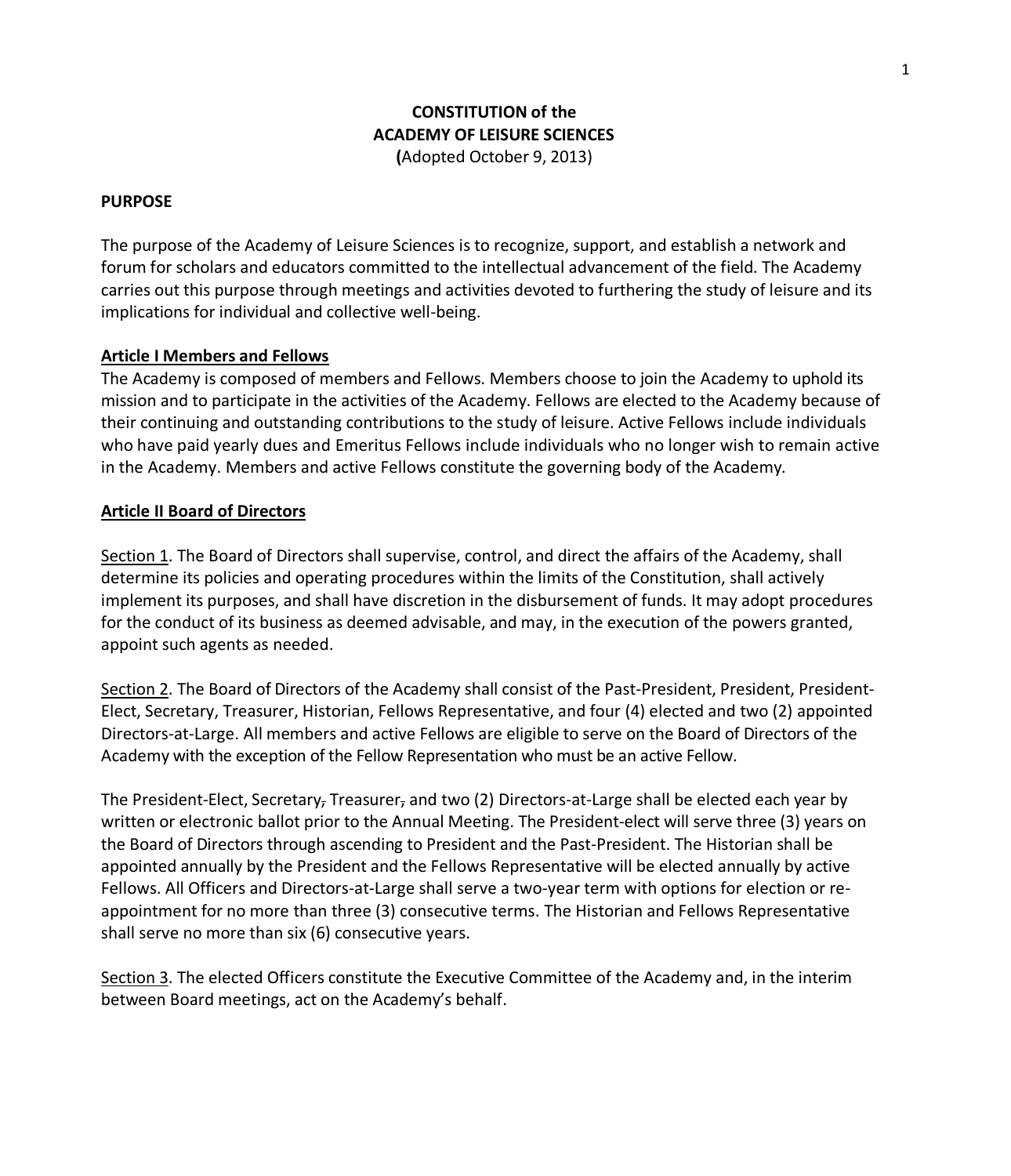**CONSTITUTION of the**
**ACADEMY OF LEISURE SCIENCES**
**(**Adopted October 9, 2013)

**PURPOSE**

The purpose of the Academy of Leisure Sciences is to recognize, support, and establish a network and forum for scholars and educators committed to the intellectual advancement of the field. The Academy carries out this purpose through meetings and activities devoted to furthering the study of leisure and its implications for individual and collective well-being.

**Article I Members and Fellows**

The Academy is composed of members and Fellows. Members choose to join the Academy to uphold its mission and to participate in the activities of the Academy. Fellows are elected to the Academy because of their continuing and outstanding contributions to the study of leisure. Active Fellows include individuals who have paid yearly dues and Emeritus Fellows include individuals who no longer wish to remain active in the Academy. Members and active Fellows constitute the governing body of the Academy.

**Article II Board of Directors**

Section 1. The Board of Directors shall supervise, control, and direct the affairs of the Academy, shall determine its policies and operating procedures within the limits of the Constitution, shall actively implement its purposes, and shall have discretion in the disbursement of funds. It may adopt procedures for the conduct of its business as deemed advisable, and may, in the execution of the powers granted, appoint such agents as needed.

Section 2. The Board of Directors of the Academy shall consist of the Past-President, President, President-Elect, Secretary, Treasurer, Historian, Fellows Representative, and four (4) elected and two (2) appointed Directors-at-Large. All members and active Fellows are eligible to serve on the Board of Directors of the Academy with the exception of the Fellow Representation who must be an active Fellow.

The President-Elect, Secretary~~,~~ Treasurer~~,~~ and two (2) Directors-at-Large shall be elected each year by written or electronic ballot prior to the Annual Meeting. The President-elect will serve three (3) years on the Board of Directors through ascending to President and the Past-President. The Historian shall be appointed annually by the President and the Fellows Representative will be elected annually by active Fellows. All Officers and Directors-at-Large shall serve a two-year term with options for election or re-appointment for no more than three (3) consecutive terms. The Historian and Fellows Representative shall serve no more than six (6) consecutive years.

Section 3. The elected Officers constitute the Executive Committee of the Academy and, in the interim between Board meetings, act on the Academy's behalf.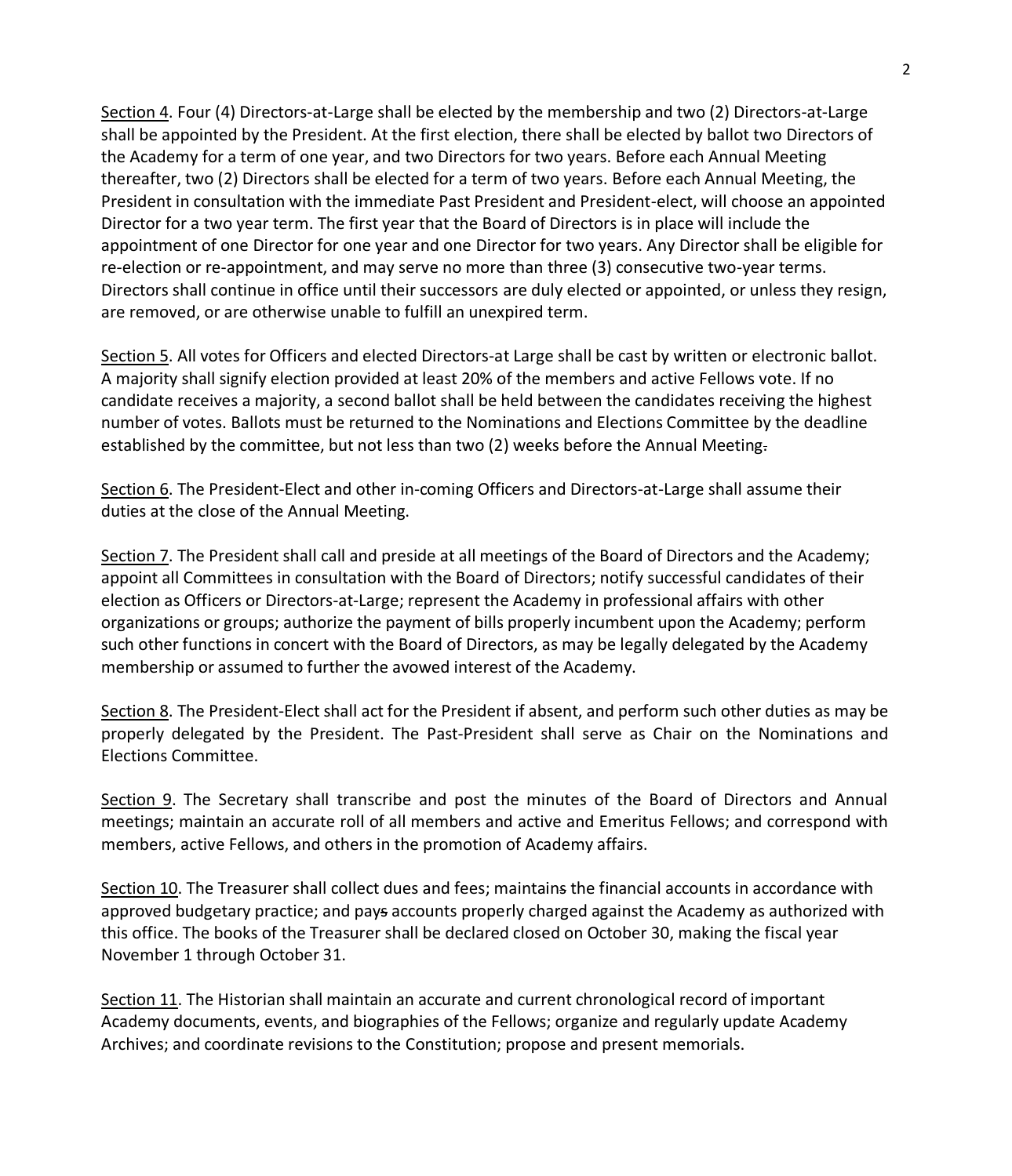Section 4. Four (4) Directors-at-Large shall be elected by the membership and two (2) Directors-at-Large shall be appointed by the President. At the first election, there shall be elected by ballot two Directors of the Academy for a term of one year, and two Directors for two years. Before each Annual Meeting thereafter, two (2) Directors shall be elected for a term of two years. Before each Annual Meeting, the President in consultation with the immediate Past President and President-elect, will choose an appointed Director for a two year term. The first year that the Board of Directors is in place will include the appointment of one Director for one year and one Director for two years. Any Director shall be eligible for re-election or re-appointment, and may serve no more than three (3) consecutive two-year terms. Directors shall continue in office until their successors are duly elected or appointed, or unless they resign, are removed, or are otherwise unable to fulfill an unexpired term.

Section 5. All votes for Officers and elected Directors-at Large shall be cast by written or electronic ballot. A majority shall signify election provided at least 20% of the members and active Fellows vote. If no candidate receives a majority, a second ballot shall be held between the candidates receiving the highest number of votes. Ballots must be returned to the Nominations and Elections Committee by the deadline established by the committee, but not less than two (2) weeks before the Annual Meeting.

Section 6. The President-Elect and other in-coming Officers and Directors-at-Large shall assume their duties at the close of the Annual Meeting.

Section 7. The President shall call and preside at all meetings of the Board of Directors and the Academy; appoint all Committees in consultation with the Board of Directors; notify successful candidates of their election as Officers or Directors-at-Large; represent the Academy in professional affairs with other organizations or groups; authorize the payment of bills properly incumbent upon the Academy; perform such other functions in concert with the Board of Directors, as may be legally delegated by the Academy membership or assumed to further the avowed interest of the Academy.

Section 8. The President-Elect shall act for the President if absent, and perform such other duties as may be properly delegated by the President. The Past-President shall serve as Chair on the Nominations and Elections Committee.

Section 9. The Secretary shall transcribe and post the minutes of the Board of Directors and Annual meetings; maintain an accurate roll of all members and active and Emeritus Fellows; and correspond with members, active Fellows, and others in the promotion of Academy affairs.

Section 10. The Treasurer shall collect dues and fees; maintain~~s~~ the financial accounts in accordance with approved budgetary practice; and pay~~s~~ accounts properly charged against the Academy as authorized with this office. The books of the Treasurer shall be declared closed on October 30, making the fiscal year November 1 through October 31.

Section 11. The Historian shall maintain an accurate and current chronological record of important Academy documents, events, and biographies of the Fellows; organize and regularly update Academy Archives; and coordinate revisions to the Constitution; propose and present memorials.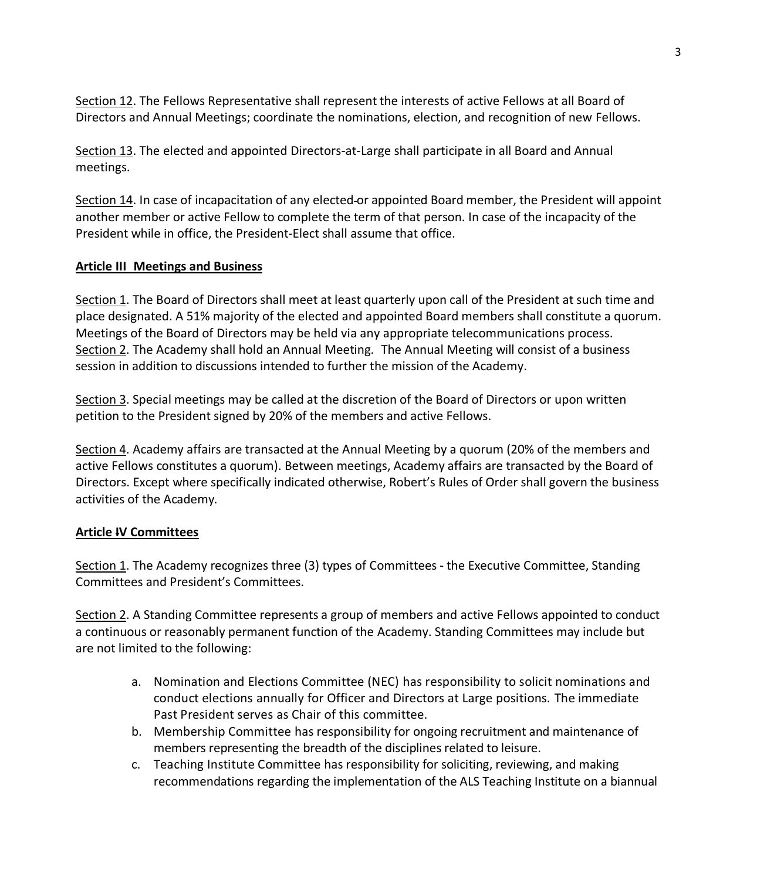<u>Section 12</u>. The Fellows Representative shall represent the interests of active Fellows at all Board of Directors and Annual Meetings; coordinate the nominations, election, and recognition of new Fellows.

<u>Section 13</u>. The elected and appointed Directors-at-Large shall participate in all Board and Annual meetings.

<u>Section 14</u>. In case of incapacitation of any elected or appointed Board member, the President will appoint another member or active Fellow to complete the term of that person. In case of the incapacity of the President while in office, the President-Elect shall assume that office.

## Article III Meetings and Business

<u>Section 1</u>. The Board of Directors shall meet at least quarterly upon call of the President at such time and place designated. A 51% majority of the elected and appointed Board members shall constitute a quorum. Meetings of the Board of Directors may be held via any appropriate telecommunications process.

<u>Section 2</u>. The Academy shall hold an Annual Meeting. The Annual Meeting will consist of a business session in addition to discussions intended to further the mission of the Academy.

<u>Section 3</u>. Special meetings may be called at the discretion of the Board of Directors or upon written petition to the President signed by 20% of the members and active Fellows.

<u>Section 4</u>. Academy affairs are transacted at the Annual Meeting by a quorum (20% of the members and active Fellows constitutes a quorum). Between meetings, Academy affairs are transacted by the Board of Directors. Except where specifically indicated otherwise, Robert's Rules of Order shall govern the business activities of the Academy.

## Article IV Committees

<u>Section 1</u>. The Academy recognizes three (3) types of Committees - the Executive Committee, Standing Committees and President's Committees.

<u>Section 2</u>. A Standing Committee represents a group of members and active Fellows appointed to conduct a continuous or reasonably permanent function of the Academy. Standing Committees may include but are not limited to the following:

a. Nomination and Elections Committee (NEC) has responsibility to solicit nominations and conduct elections annually for Officer and Directors at Large positions. The immediate Past President serves as Chair of this committee.
b. Membership Committee has responsibility for ongoing recruitment and maintenance of members representing the breadth of the disciplines related to leisure.
c. Teaching Institute Committee has responsibility for soliciting, reviewing, and making recommendations regarding the implementation of the ALS Teaching Institute on a biannual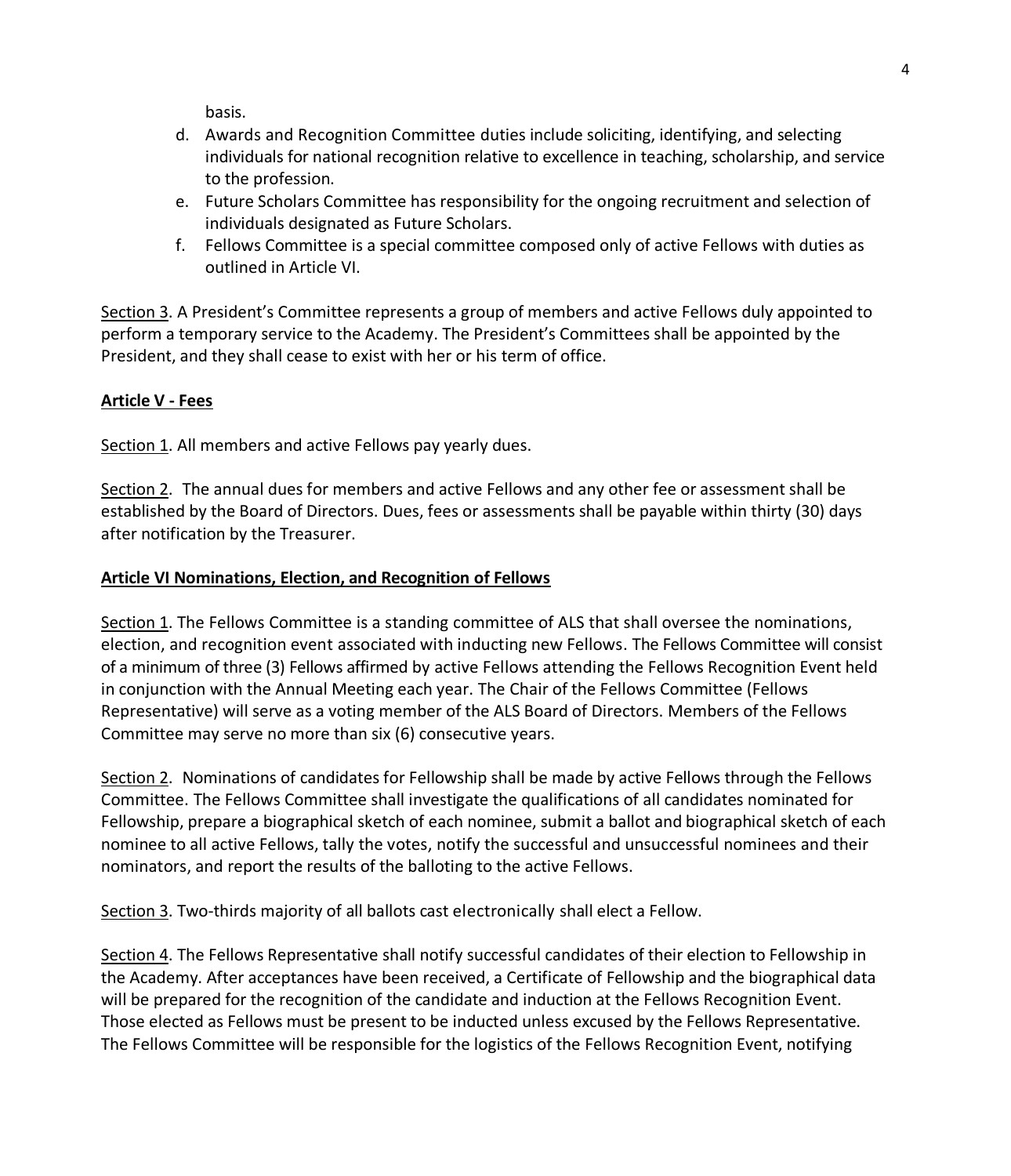basis.

d. Awards and Recognition Committee duties include soliciting, identifying, and selecting individuals for national recognition relative to excellence in teaching, scholarship, and service to the profession.
e. Future Scholars Committee has responsibility for the ongoing recruitment and selection of individuals designated as Future Scholars.
f. Fellows Committee is a special committee composed only of active Fellows with duties as outlined in Article VI.

Section 3. A President's Committee represents a group of members and active Fellows duly appointed to perform a temporary service to the Academy. The President's Committees shall be appointed by the President, and they shall cease to exist with her or his term of office.

**Article V - Fees**

Section 1. All members and active Fellows pay yearly dues.

Section 2. The annual dues for members and active Fellows and any other fee or assessment shall be established by the Board of Directors. Dues, fees or assessments shall be payable within thirty (30) days after notification by the Treasurer.

**Article VI Nominations, Election, and Recognition of Fellows**

Section 1. The Fellows Committee is a standing committee of ALS that shall oversee the nominations, election, and recognition event associated with inducting new Fellows. The Fellows Committee will consist of a minimum of three (3) Fellows affirmed by active Fellows attending the Fellows Recognition Event held in conjunction with the Annual Meeting each year. The Chair of the Fellows Committee (Fellows Representative) will serve as a voting member of the ALS Board of Directors. Members of the Fellows Committee may serve no more than six (6) consecutive years.

Section 2. Nominations of candidates for Fellowship shall be made by active Fellows through the Fellows Committee. The Fellows Committee shall investigate the qualifications of all candidates nominated for Fellowship, prepare a biographical sketch of each nominee, submit a ballot and biographical sketch of each nominee to all active Fellows, tally the votes, notify the successful and unsuccessful nominees and their nominators, and report the results of the balloting to the active Fellows.

Section 3. Two-thirds majority of all ballots cast electronically shall elect a Fellow.

Section 4. The Fellows Representative shall notify successful candidates of their election to Fellowship in the Academy. After acceptances have been received, a Certificate of Fellowship and the biographical data will be prepared for the recognition of the candidate and induction at the Fellows Recognition Event. Those elected as Fellows must be present to be inducted unless excused by the Fellows Representative. The Fellows Committee will be responsible for the logistics of the Fellows Recognition Event, notifying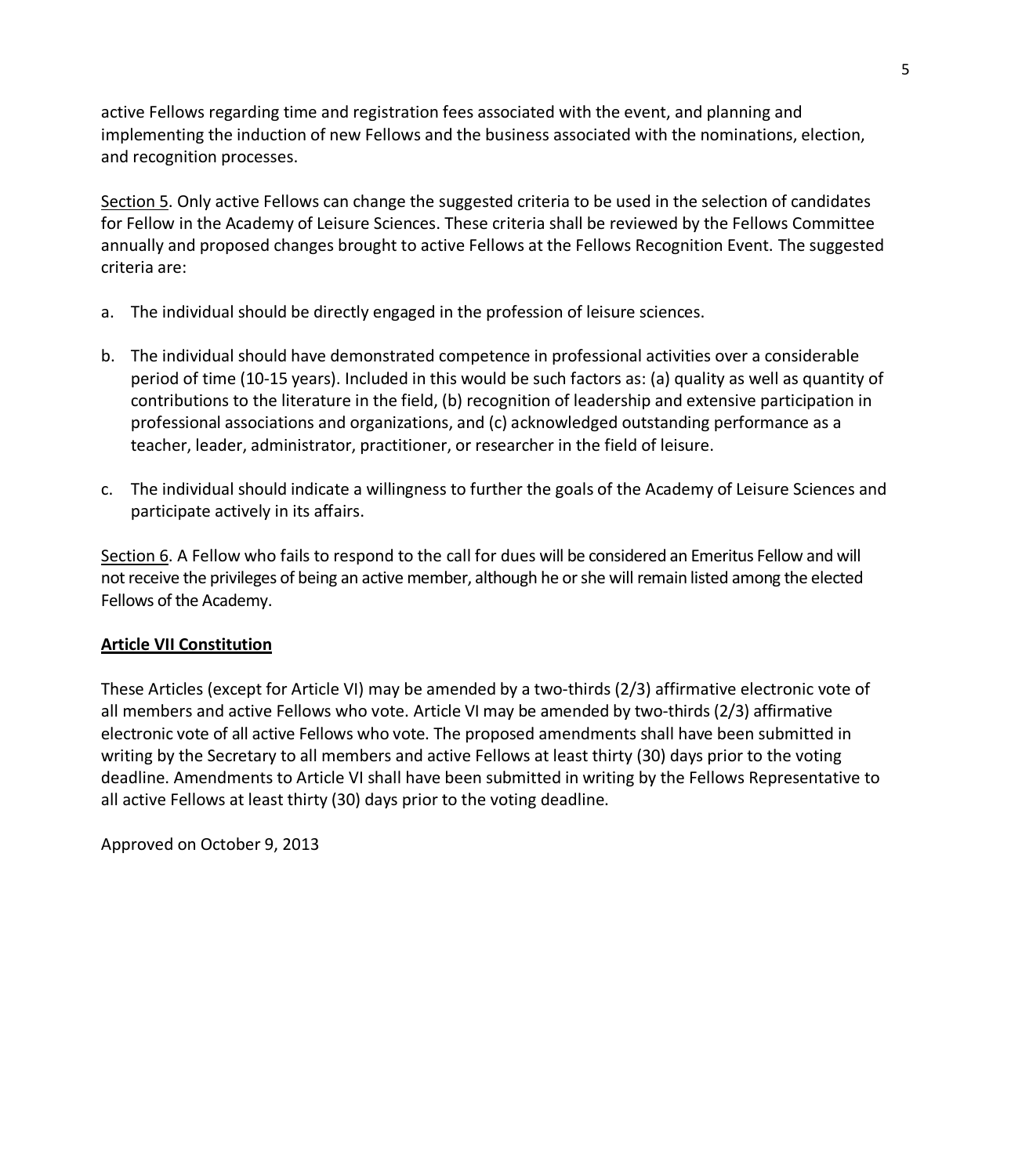active Fellows regarding time and registration fees associated with the event, and planning and implementing the induction of new Fellows and the business associated with the nominations, election, and recognition processes.

Section 5. Only active Fellows can change the suggested criteria to be used in the selection of candidates for Fellow in the Academy of Leisure Sciences. These criteria shall be reviewed by the Fellows Committee annually and proposed changes brought to active Fellows at the Fellows Recognition Event. The suggested criteria are:

a. The individual should be directly engaged in the profession of leisure sciences.

b. The individual should have demonstrated competence in professional activities over a considerable period of time (10-15 years). Included in this would be such factors as: (a) quality as well as quantity of contributions to the literature in the field, (b) recognition of leadership and extensive participation in professional associations and organizations, and (c) acknowledged outstanding performance as a teacher, leader, administrator, practitioner, or researcher in the field of leisure.

c. The individual should indicate a willingness to further the goals of the Academy of Leisure Sciences and participate actively in its affairs.

Section 6. A Fellow who fails to respond to the call for dues will be considered an Emeritus Fellow and will not receive the privileges of being an active member, although he or she will remain listed among the elected Fellows of the Academy.

**Article VII Constitution**

These Articles (except for Article VI) may be amended by a two-thirds (2/3) affirmative electronic vote of all members and active Fellows who vote. Article VI may be amended by two-thirds (2/3) affirmative electronic vote of all active Fellows who vote. The proposed amendments shall have been submitted in writing by the Secretary to all members and active Fellows at least thirty (30) days prior to the voting deadline. Amendments to Article VI shall have been submitted in writing by the Fellows Representative to all active Fellows at least thirty (30) days prior to the voting deadline.

Approved on October 9, 2013